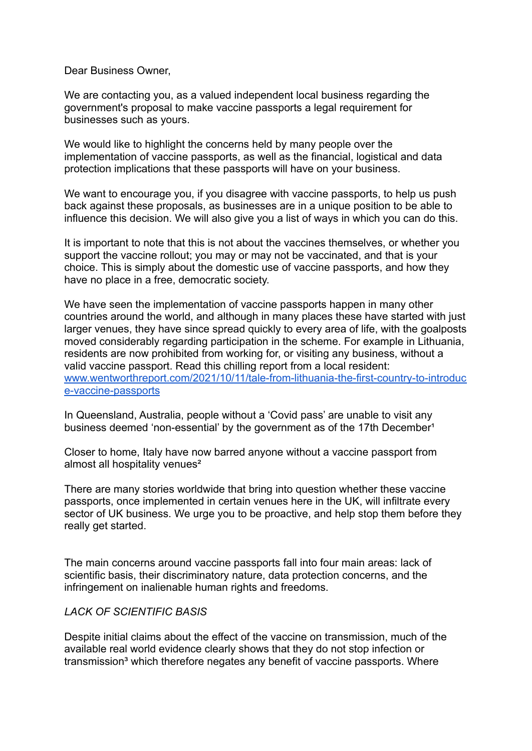Dear Business Owner,

We are contacting you, as a valued independent local business regarding the government's proposal to make vaccine passports a legal requirement for businesses such as yours.

We would like to highlight the concerns held by many people over the implementation of vaccine passports, as well as the financial, logistical and data protection implications that these passports will have on your business.

We want to encourage you, if you disagree with vaccine passports, to help us push back against these proposals, as businesses are in a unique position to be able to influence this decision. We will also give you a list of ways in which you can do this.

It is important to note that this is not about the vaccines themselves, or whether you support the vaccine rollout; you may or may not be vaccinated, and that is your choice. This is simply about the domestic use of vaccine passports, and how they have no place in a free, democratic society.

We have seen the implementation of vaccine passports happen in many other countries around the world, and although in many places these have started with just larger venues, they have since spread quickly to every area of life, with the goalposts moved considerably regarding participation in the scheme. For example in Lithuania, residents are now prohibited from working for, or visiting any business, without a valid vaccine passport. Read this chilling report from a local resident: [www.wentworthreport.com/2021/10/11/tale-from-lithuania-the-first-country-to-introduce-vaccine-passports](www.wentworthreport.com/2021/10/11/tale-from-lithuania-the-first-country-to-introduce-vaccine-passports)

In Queensland, Australia, people without a 'Covid pass' are unable to visit any business deemed 'non-essential' by the government as of the 17th December[1]

Closer to home, Italy have now barred anyone without a vaccine passport from almost all hospitality venues[2]

There are many stories worldwide that bring into question whether these vaccine passports, once implemented in certain venues here in the UK, will infiltrate every sector of UK business. We urge you to be proactive, and help stop them before they really get started.

The main concerns around vaccine passports fall into four main areas: lack of scientific basis, their discriminatory nature, data protection concerns, and the infringement on inalienable human rights and freedoms.

*LACK OF SCIENTIFIC BASIS*

Despite initial claims about the effect of the vaccine on transmission, much of the available real world evidence clearly shows that they do not stop infection or transmission[3] which therefore negates any benefit of vaccine passports. Where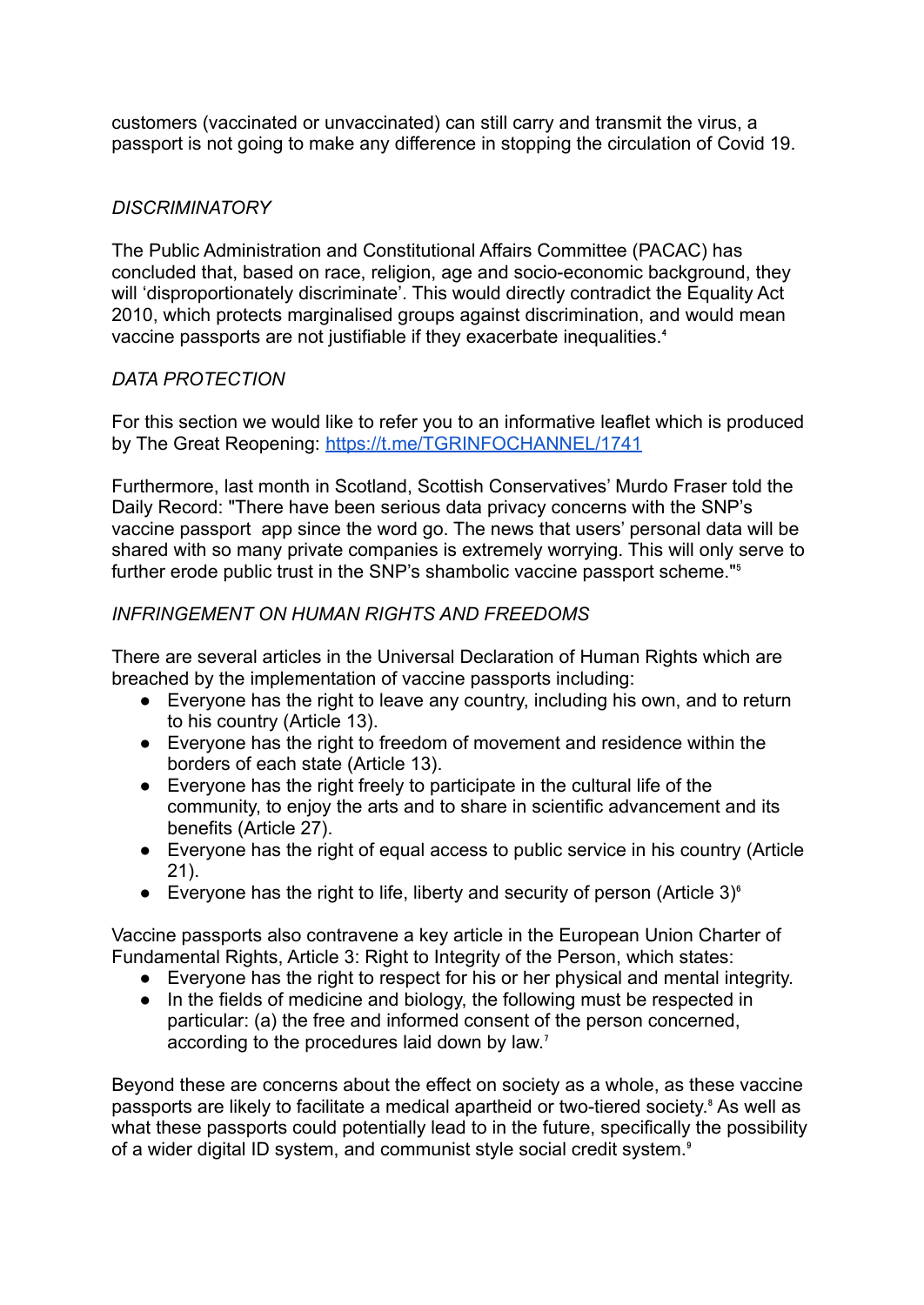customers (vaccinated or unvaccinated) can still carry and transmit the virus, a passport is not going to make any difference in stopping the circulation of Covid 19.

*DISCRIMINATORY*

The Public Administration and Constitutional Affairs Committee (PACAC) has concluded that, based on race, religion, age and socio-economic background, they will 'disproportionately discriminate'. This would directly contradict the Equality Act 2010, which protects marginalised groups against discrimination, and would mean vaccine passports are not justifiable if they exacerbate inequalities.[4]

*DATA PROTECTION*

For this section we would like to refer you to an informative leaflet which is produced by The Great Reopening: [https://t.me/TGRINFOCHANNEL/1741](https://t.me/TGRINFOCHANNEL/1741)

Furthermore, last month in Scotland, Scottish Conservatives' Murdo Fraser told the Daily Record: "There have been serious data privacy concerns with the SNP's vaccine passport app since the word go. The news that users' personal data will be shared with so many private companies is extremely worrying. This will only serve to further erode public trust in the SNP's shambolic vaccine passport scheme."[5]

*INFRINGEMENT ON HUMAN RIGHTS AND FREEDOMS*

There are several articles in the Universal Declaration of Human Rights which are breached by the implementation of vaccine passports including:

- Everyone has the right to leave any country, including his own, and to return to his country (Article 13).
- Everyone has the right to freedom of movement and residence within the borders of each state (Article 13).
- Everyone has the right freely to participate in the cultural life of the community, to enjoy the arts and to share in scientific advancement and its benefits (Article 27).
- Everyone has the right of equal access to public service in his country (Article 21).
- Everyone has the right to life, liberty and security of person (Article 3)[6]

Vaccine passports also contravene a key article in the European Union Charter of Fundamental Rights, Article 3: Right to Integrity of the Person, which states:

- Everyone has the right to respect for his or her physical and mental integrity.
- In the fields of medicine and biology, the following must be respected in particular: (a) the free and informed consent of the person concerned, according to the procedures laid down by law.[7]

Beyond these are concerns about the effect on society as a whole, as these vaccine passports are likely to facilitate a medical apartheid or two-tiered society.[8] As well as what these passports could potentially lead to in the future, specifically the possibility of a wider digital ID system, and communist style social credit system.[9]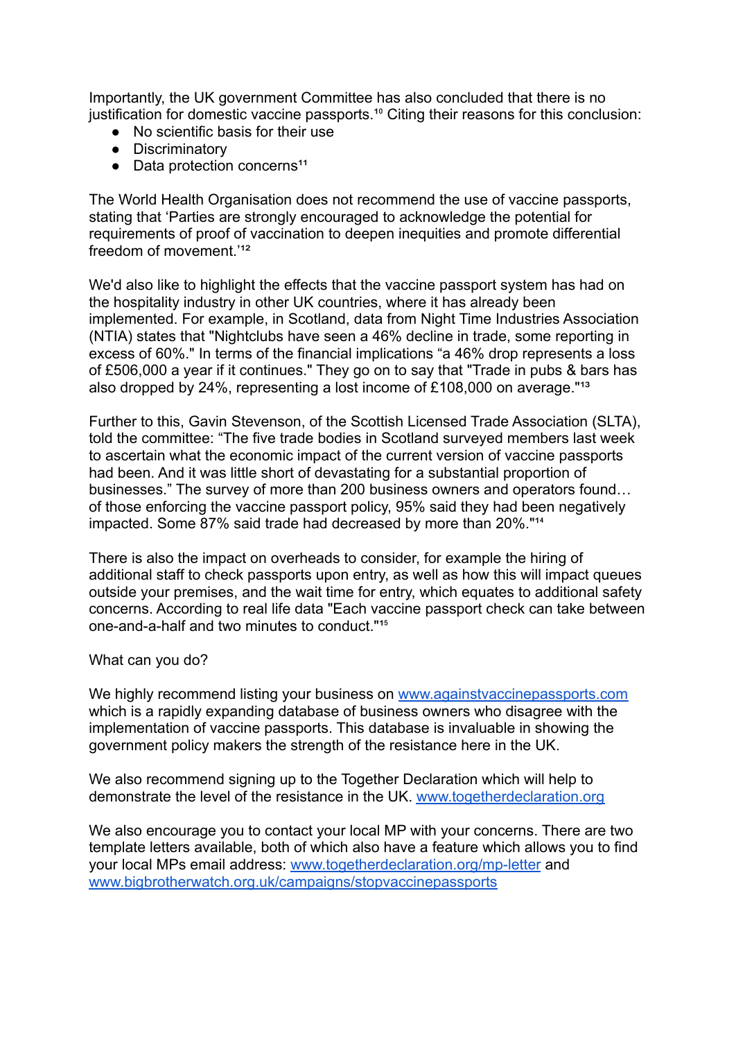Importantly, the UK government Committee has also concluded that there is no justification for domestic vaccine passports.[10] Citing their reasons for this conclusion:

- No scientific basis for their use
- Discriminatory
- Data protection concerns[11]

The World Health Organisation does not recommend the use of vaccine passports, stating that 'Parties are strongly encouraged to acknowledge the potential for requirements of proof of vaccination to deepen inequities and promote differential freedom of movement.'[12]

We'd also like to highlight the effects that the vaccine passport system has had on the hospitality industry in other UK countries, where it has already been implemented. For example, in Scotland, data from Night Time Industries Association (NTIA) states that "Nightclubs have seen a 46% decline in trade, some reporting in excess of 60%." In terms of the financial implications "a 46% drop represents a loss of £506,000 a year if it continues." They go on to say that "Trade in pubs & bars has also dropped by 24%, representing a lost income of £108,000 on average."[13]

Further to this, Gavin Stevenson, of the Scottish Licensed Trade Association (SLTA), told the committee: "The five trade bodies in Scotland surveyed members last week to ascertain what the economic impact of the current version of vaccine passports had been. And it was little short of devastating for a substantial proportion of businesses." The survey of more than 200 business owners and operators found… of those enforcing the vaccine passport policy, 95% said they had been negatively impacted. Some 87% said trade had decreased by more than 20%."[14]

There is also the impact on overheads to consider, for example the hiring of additional staff to check passports upon entry, as well as how this will impact queues outside your premises, and the wait time for entry, which equates to additional safety concerns. According to real life data "Each vaccine passport check can take between one-and-a-half and two minutes to conduct."[15]

What can you do?

We highly recommend listing your business on [www.againstvaccinepassports.com](www.againstvaccinepassports.com) which is a rapidly expanding database of business owners who disagree with the implementation of vaccine passports. This database is invaluable in showing the government policy makers the strength of the resistance here in the UK.

We also recommend signing up to the Together Declaration which will help to demonstrate the level of the resistance in the UK. [www.togetherdeclaration.org](www.togetherdeclaration.org)

We also encourage you to contact your local MP with your concerns. There are two template letters available, both of which also have a feature which allows you to find your local MPs email address: [www.togetherdeclaration.org/mp-letter](www.togetherdeclaration.org/mp-letter) and [www.bigbrotherwatch.org.uk/campaigns/stopvaccinepassports](www.bigbrotherwatch.org.uk/campaigns/stopvaccinepassports)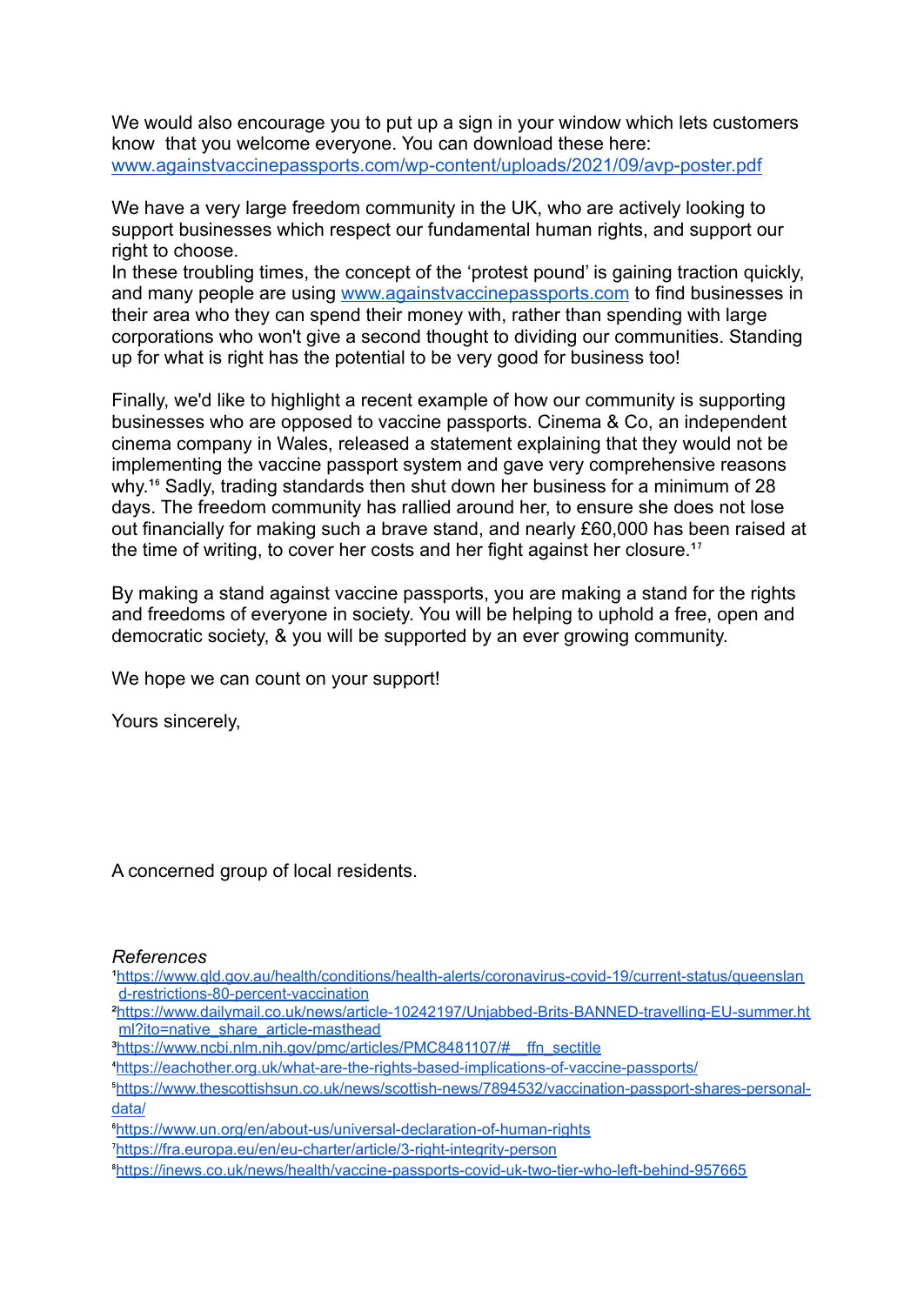We would also encourage you to put up a sign in your window which lets customers know that you welcome everyone. You can download these here: [www.againstvaccinepassports.com/wp-content/uploads/2021/09/avp-poster.pdf](www.againstvaccinepassports.com/wp-content/uploads/2021/09/avp-poster.pdf)

We have a very large freedom community in the UK, who are actively looking to support businesses which respect our fundamental human rights, and support our right to choose.
In these troubling times, the concept of the 'protest pound' is gaining traction quickly, and many people are using [www.againstvaccinepassports.com](www.againstvaccinepassports.com) to find businesses in their area who they can spend their money with, rather than spending with large corporations who won't give a second thought to dividing our communities. Standing up for what is right has the potential to be very good for business too!

Finally, we'd like to highlight a recent example of how our community is supporting businesses who are opposed to vaccine passports. Cinema & Co, an independent cinema company in Wales, released a statement explaining that they would not be implementing the vaccine passport system and gave very comprehensive reasons why.[16] Sadly, trading standards then shut down her business for a minimum of 28 days. The freedom community has rallied around her, to ensure she does not lose out financially for making such a brave stand, and nearly £60,000 has been raised at the time of writing, to cover her costs and her fight against her closure.[17]

By making a stand against vaccine passports, you are making a stand for the rights and freedoms of everyone in society. You will be helping to uphold a free, open and democratic society, & you will be supported by an ever growing community.

We hope we can count on your support!

Yours sincerely,

A concerned group of local residents.

*References*

[1] https://www.qld.gov.au/health/conditions/health-alerts/coronavirus-covid-19/current-status/queensland-restrictions-80-percent-vaccination

[2] https://www.dailymail.co.uk/news/article-10242197/Unjabbed-Brits-BANNED-travelling-EU-summer.html?ito=native_share_article-masthead

[3] https://www.ncbi.nlm.nih.gov/pmc/articles/PMC8481107/#__ffn_sectitle

[4] https://eachother.org.uk/what-are-the-rights-based-implications-of-vaccine-passports/

[5] https://www.thescottishsun.co.uk/news/scottish-news/7894532/vaccination-passport-shares-personal-data/

[6] https://www.un.org/en/about-us/universal-declaration-of-human-rights

[7] https://fra.europa.eu/en/eu-charter/article/3-right-integrity-person

[8] https://inews.co.uk/news/health/vaccine-passports-covid-uk-two-tier-who-left-behind-957665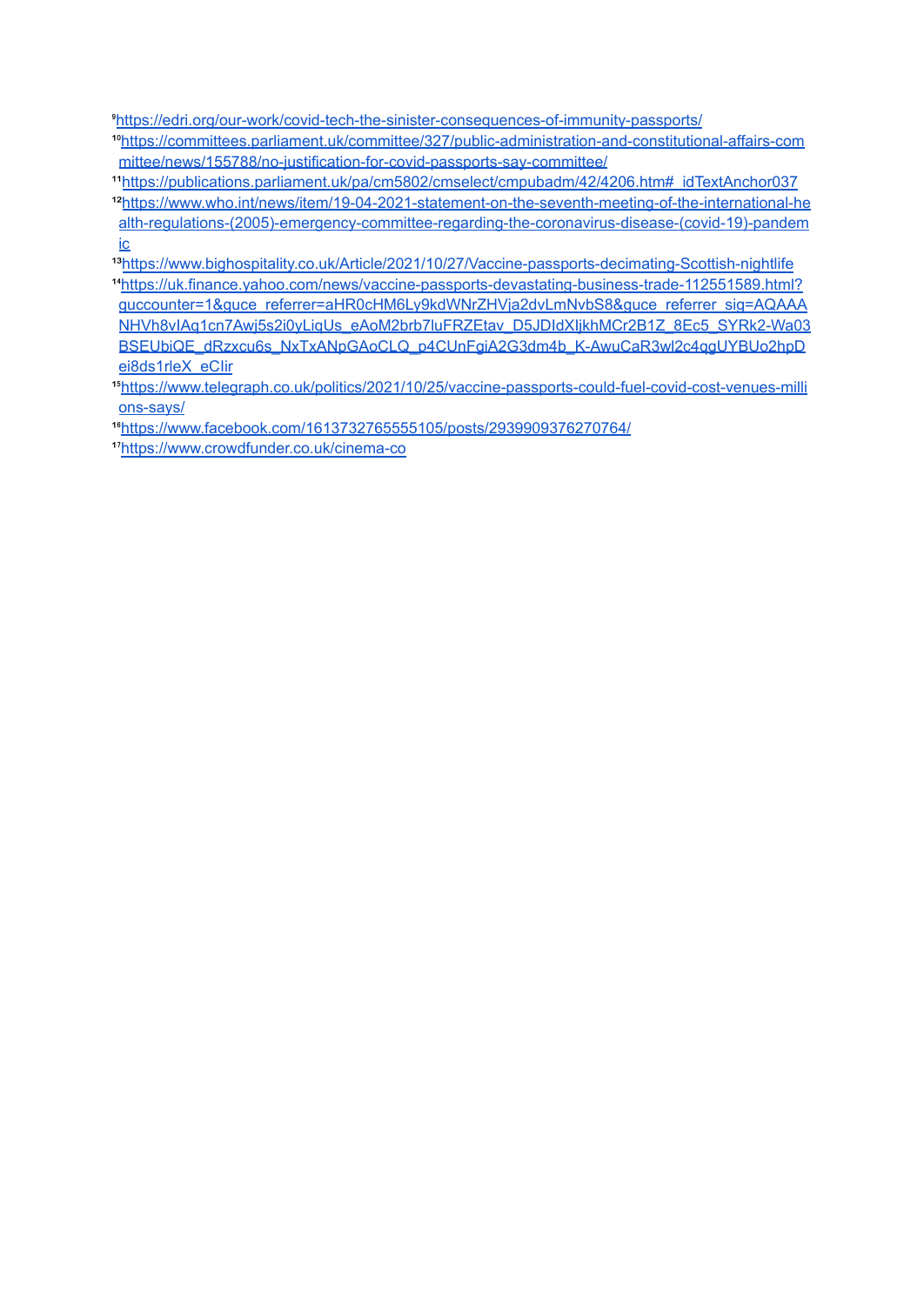[9]https://edri.org/our-work/covid-tech-the-sinister-consequences-of-immunity-passports/

[10]https://committees.parliament.uk/committee/327/public-administration-and-constitutional-affairs-committee/news/155788/no-justification-for-covid-passports-say-committee/

[11]https://publications.parliament.uk/pa/cm5802/cmselect/cmpubadm/42/4206.htm#_idTextAnchor037

[12]https://www.who.int/news/item/19-04-2021-statement-on-the-seventh-meeting-of-the-international-health-regulations-(2005)-emergency-committee-regarding-the-coronavirus-disease-(covid-19)-pandemic

[13]https://www.bighospitality.co.uk/Article/2021/10/27/Vaccine-passports-decimating-Scottish-nightlife

[14]https://uk.finance.yahoo.com/news/vaccine-passports-devastating-business-trade-112551589.html?guccounter=1&guce_referrer=aHR0cHM6Ly9kdWNrZHVja2dvLmNvbS8&guce_referrer_sig=AQAAANHVh8vIAq1cn7Awj5s2i0yLiqUs_eAoM2brb7luFRZEtav_D5JDIdXIjkhMCr2B1Z_8Ec5_SYRk2-Wa03BSEUbiQE_dRzxcu6s_NxTxANpGAoCLQ_p4CUnFgiA2G3dm4b_K-AwuCaR3wl2c4qgUYBUo2hpDei8ds1rleX_eCIir

[15]https://www.telegraph.co.uk/politics/2021/10/25/vaccine-passports-could-fuel-covid-cost-venues-millions-says/

[16]https://www.facebook.com/1613732765555105/posts/2939909376270764/

[17]https://www.crowdfunder.co.uk/cinema-co